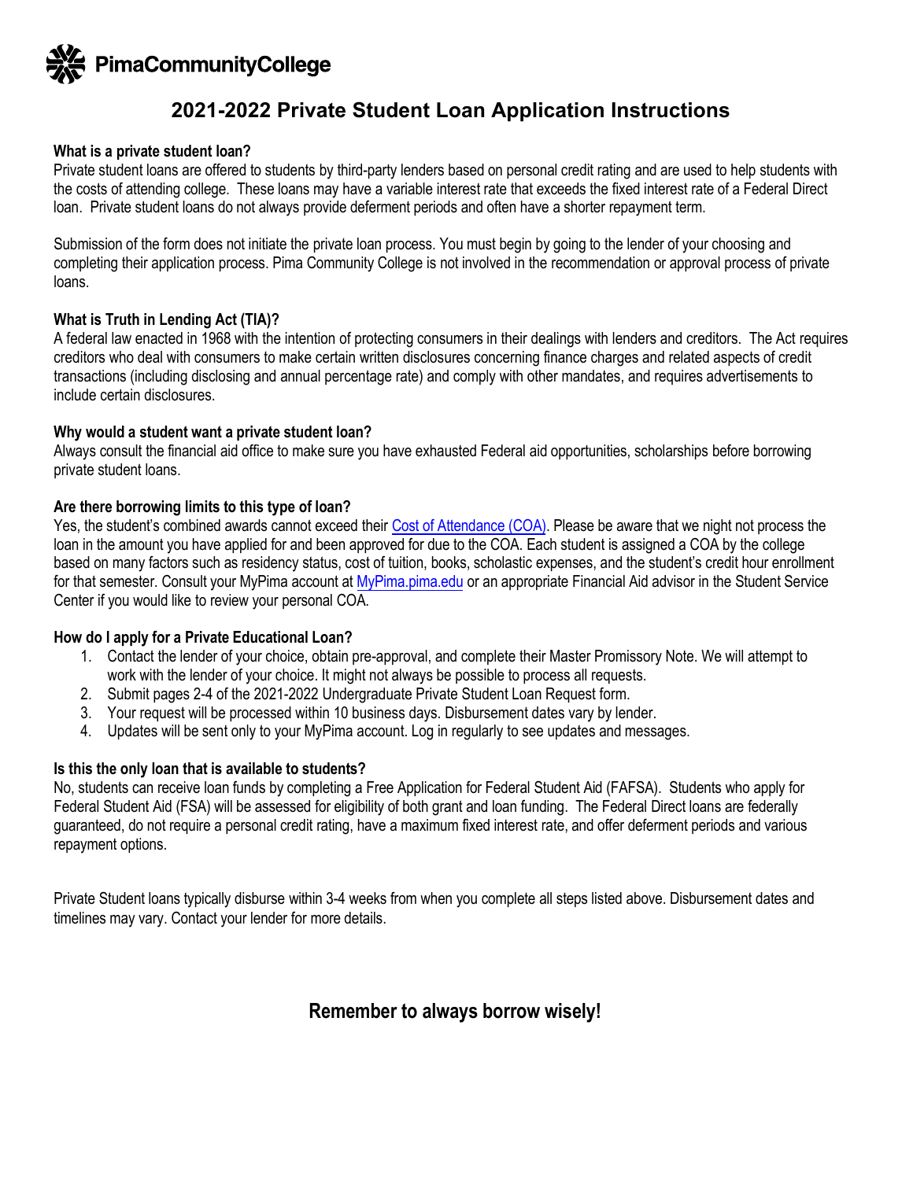PimaCommunityCollege

# 2021-2022 Private Student Loan Application Instructions

**What is a private student loan?**

Private student loans are offered to students by third-party lenders based on personal credit rating and are used to help students with the costs of attending college. These loans may have a variable interest rate that exceeds the fixed interest rate of a Federal Direct loan. Private student loans do not always provide deferment periods and often have a shorter repayment term.

Submission of the form does not initiate the private loan process. You must begin by going to the lender of your choosing and completing their application process. Pima Community College is not involved in the recommendation or approval process of private loans.

**What is Truth in Lending Act (TIA)?**

A federal law enacted in 1968 with the intention of protecting consumers in their dealings with lenders and creditors. The Act requires creditors who deal with consumers to make certain written disclosures concerning finance charges and related aspects of credit transactions (including disclosing and annual percentage rate) and comply with other mandates, and requires advertisements to include certain disclosures.

**Why would a student want a private student loan?**

Always consult the financial aid office to make sure you have exhausted Federal aid opportunities, scholarships before borrowing private student loans.

**Are there borrowing limits to this type of loan?**

Yes, the student's combined awards cannot exceed their Cost of Attendance (COA). Please be aware that we night not process the loan in the amount you have applied for and been approved for due to the COA. Each student is assigned a COA by the college based on many factors such as residency status, cost of tuition, books, scholastic expenses, and the student's credit hour enrollment for that semester. Consult your MyPima account at MyPima.pima.edu or an appropriate Financial Aid advisor in the Student Service Center if you would like to review your personal COA.

**How do I apply for a Private Educational Loan?**

1. Contact the lender of your choice, obtain pre-approval, and complete their Master Promissory Note. We will attempt to work with the lender of your choice. It might not always be possible to process all requests.
2. Submit pages 2-4 of the 2021-2022 Undergraduate Private Student Loan Request form.
3. Your request will be processed within 10 business days. Disbursement dates vary by lender.
4. Updates will be sent only to your MyPima account. Log in regularly to see updates and messages.

**Is this the only loan that is available to students?**

No, students can receive loan funds by completing a Free Application for Federal Student Aid (FAFSA). Students who apply for Federal Student Aid (FSA) will be assessed for eligibility of both grant and loan funding. The Federal Direct loans are federally guaranteed, do not require a personal credit rating, have a maximum fixed interest rate, and offer deferment periods and various repayment options.

Private Student loans typically disburse within 3-4 weeks from when you complete all steps listed above. Disbursement dates and timelines may vary. Contact your lender for more details.

**Remember to always borrow wisely!**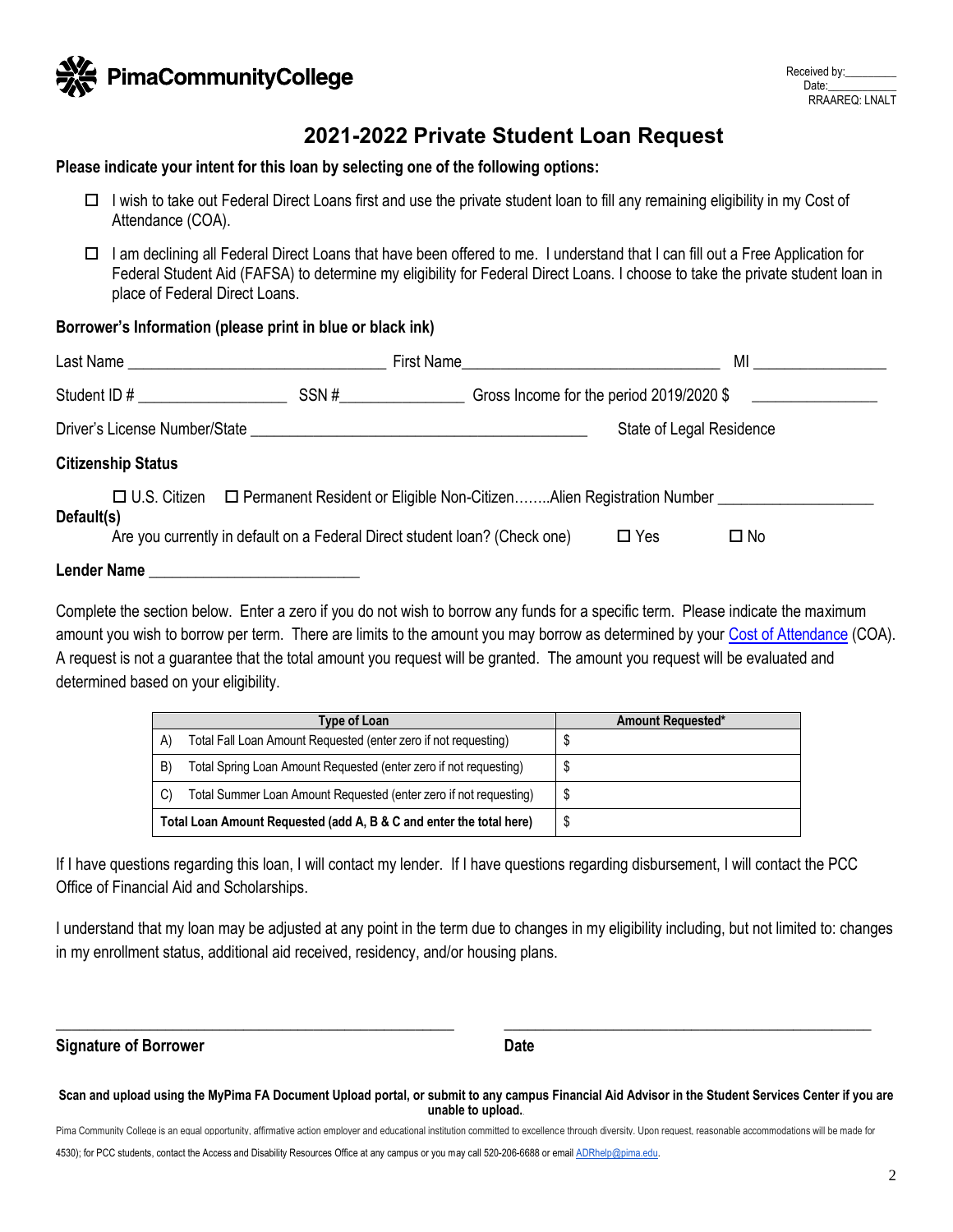PimaCommunityCollege

Received by:_________
Date:____________
RRAAREQ: LNALT

# 2021-2022 Private Student Loan Request

**Please indicate your intent for this loan by selecting one of the following options:**

- ☐ I wish to take out Federal Direct Loans first and use the private student loan to fill any remaining eligibility in my Cost of Attendance (COA).
- ☐ I am declining all Federal Direct Loans that have been offered to me. I understand that I can fill out a Free Application for Federal Student Aid (FAFSA) to determine my eligibility for Federal Direct Loans. I choose to take the private student loan in place of Federal Direct Loans.

**Borrower's Information (please print in blue or black ink)**

Last Name ______________________________ First Name______________________________ MI _______________

Student ID # _________________ SSN #_______________ Gross Income for the period 2019/2020 $ _______________

Driver's License Number/State ________________________________________ State of Legal Residence

**Citizenship Status**

☐ U.S. Citizen ☐ Permanent Resident or Eligible Non-Citizen……..Alien Registration Number ___________________

**Default(s)**

Are you currently in default on a Federal Direct student loan? (Check one) ☐ Yes ☐ No

**Lender Name** __________________________

Complete the section below. Enter a zero if you do not wish to borrow any funds for a specific term. Please indicate the maximum amount you wish to borrow per term. There are limits to the amount you may borrow as determined by your Cost of Attendance (COA). A request is not a guarantee that the total amount you request will be granted. The amount you request will be evaluated and determined based on your eligibility.

| Type of Loan | Amount Requested* |
|---|---|
| A) Total Fall Loan Amount Requested (enter zero if not requesting) | $ |
| B) Total Spring Loan Amount Requested (enter zero if not requesting) | $ |
| C) Total Summer Loan Amount Requested (enter zero if not requesting) | $ |
| **Total Loan Amount Requested (add A, B & C and enter the total here)** | $ |

If I have questions regarding this loan, I will contact my lender. If I have questions regarding disbursement, I will contact the PCC Office of Financial Aid and Scholarships.

I understand that my loan may be adjusted at any point in the term due to changes in my eligibility including, but not limited to: changes in my enrollment status, additional aid received, residency, and/or housing plans.

_______________________________________________ _______________________________________________

**Signature of Borrower** **Date**

**Scan and upload using the MyPima FA Document Upload portal, or submit to any campus Financial Aid Advisor in the Student Services Center if you are unable to upload.**

Pima Community College is an equal opportunity, affirmative action employer and educational institution committed to excellence through diversity. Upon request, reasonable accommodations will be made for 4530); for PCC students, contact the Access and Disability Resources Office at any campus or you may call 520-206-6688 or email ADRhelp@pima.edu.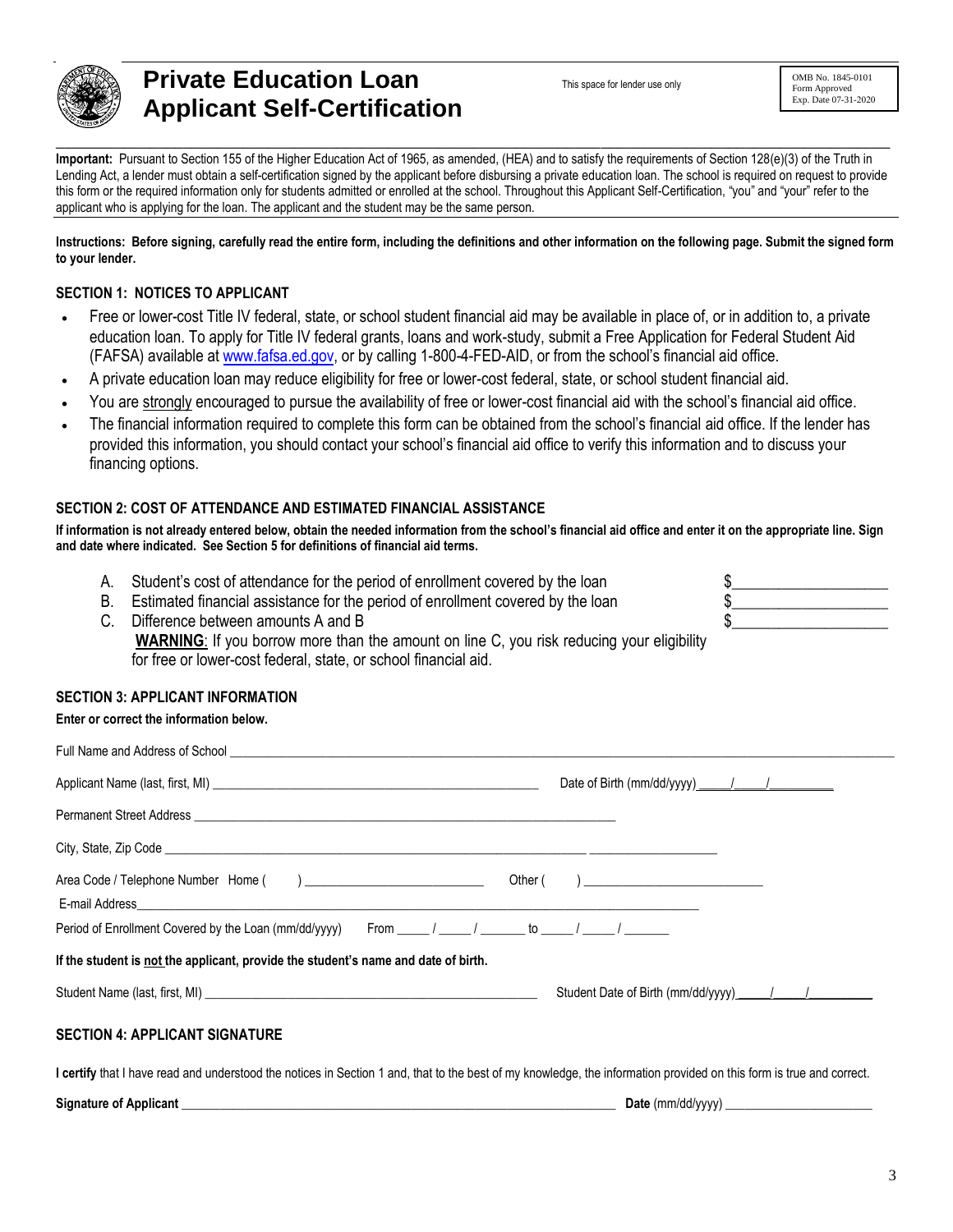# Private Education Loan Applicant Self-Certification

This space for lender use only

OMB No. 1845-0101
Form Approved
Exp. Date 07-31-2020

**Important:** Pursuant to Section 155 of the Higher Education Act of 1965, as amended, (HEA) and to satisfy the requirements of Section 128(e)(3) of the Truth in Lending Act, a lender must obtain a self-certification signed by the applicant before disbursing a private education loan. The school is required on request to provide this form or the required information only for students admitted or enrolled at the school. Throughout this Applicant Self-Certification, "you" and "your" refer to the applicant who is applying for the loan. The applicant and the student may be the same person.

**Instructions: Before signing, carefully read the entire form, including the definitions and other information on the following page. Submit the signed form to your lender.**

## SECTION 1: NOTICES TO APPLICANT

- Free or lower-cost Title IV federal, state, or school student financial aid may be available in place of, or in addition to, a private education loan. To apply for Title IV federal grants, loans and work-study, submit a Free Application for Federal Student Aid (FAFSA) available at www.fafsa.ed.gov, or by calling 1-800-4-FED-AID, or from the school's financial aid office.
- A private education loan may reduce eligibility for free or lower-cost federal, state, or school student financial aid.
- You are strongly encouraged to pursue the availability of free or lower-cost financial aid with the school's financial aid office.
- The financial information required to complete this form can be obtained from the school's financial aid office. If the lender has provided this information, you should contact your school's financial aid office to verify this information and to discuss your financing options.

## SECTION 2: COST OF ATTENDANCE AND ESTIMATED FINANCIAL ASSISTANCE

**If information is not already entered below, obtain the needed information from the school's financial aid office and enter it on the appropriate line. Sign and date where indicated. See Section 5 for definitions of financial aid terms.**

A. Student's cost of attendance for the period of enrollment covered by the loan $____________________

B. Estimated financial assistance for the period of enrollment covered by the loan $____________________

C. Difference between amounts A and B $____________________

**WARNING**: If you borrow more than the amount on line C, you risk reducing your eligibility for free or lower-cost federal, state, or school financial aid.

## SECTION 3: APPLICANT INFORMATION

**Enter or correct the information below.**

Full Name and Address of School ____________________________________________

Applicant Name (last, first, MI) ____________________________ Date of Birth (mm/dd/yyyy) _____/_____/__________

Permanent Street Address ____________________________________________

City, State, Zip Code ____________________________________________

Area Code / Telephone Number Home ( ) __________________ Other ( ) __________________

E-mail Address____________________________________________

Period of Enrollment Covered by the Loan (mm/dd/yyyy) From _____ / _____ / _______ to _____ / _____ / _______

**If the student is not the applicant, provide the student's name and date of birth.**

Student Name (last, first, MI) ____________________________ Student Date of Birth (mm/dd/yyyy)_____/_____/__________

## SECTION 4: APPLICANT SIGNATURE

**I certify** that I have read and understood the notices in Section 1 and, that to the best of my knowledge, the information provided on this form is true and correct.

**Signature of Applicant** ____________________________________________ **Date** (mm/dd/yyyy) ______________________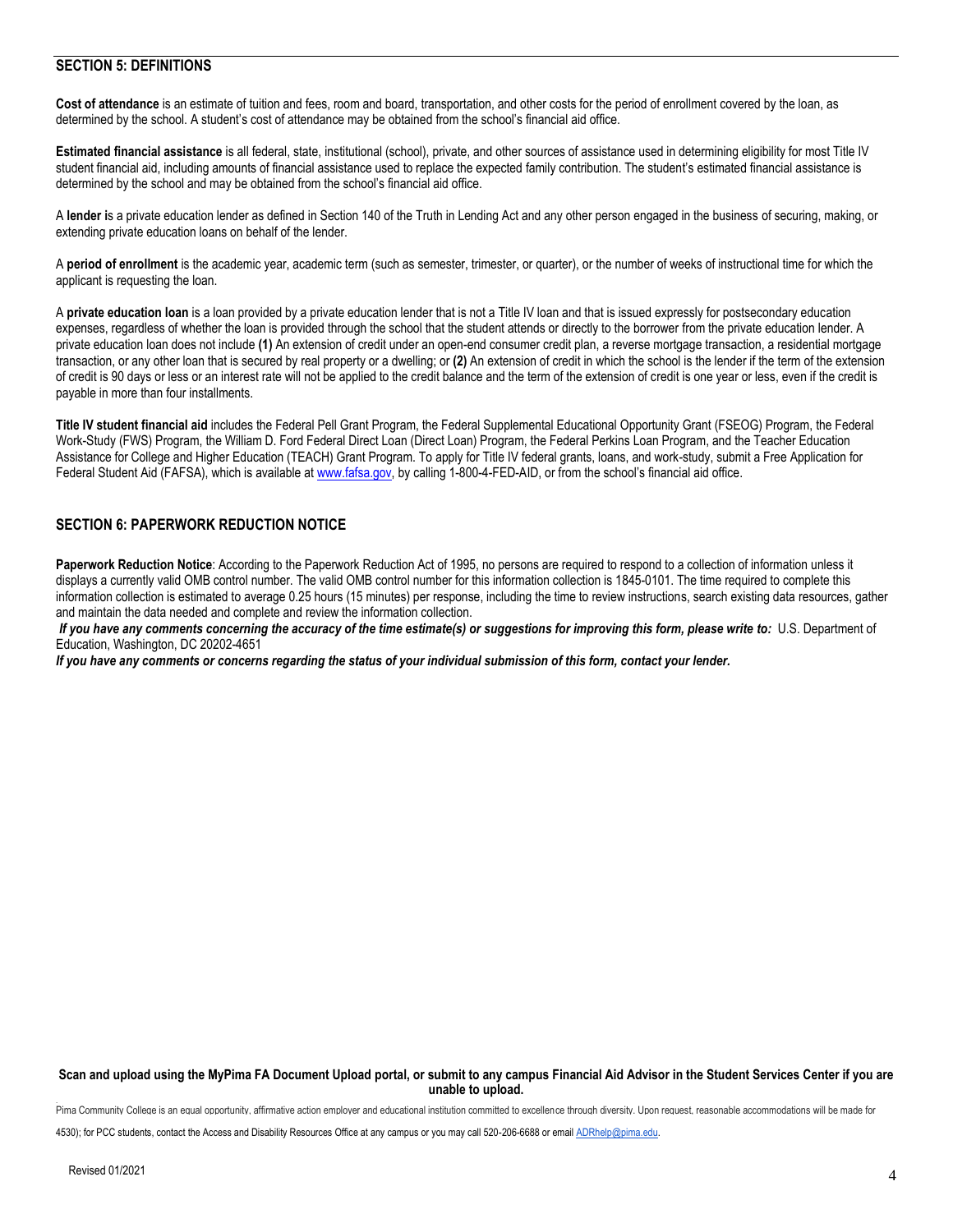## SECTION 5: DEFINITIONS

**Cost of attendance** is an estimate of tuition and fees, room and board, transportation, and other costs for the period of enrollment covered by the loan, as determined by the school. A student's cost of attendance may be obtained from the school's financial aid office.

**Estimated financial assistance** is all federal, state, institutional (school), private, and other sources of assistance used in determining eligibility for most Title IV student financial aid, including amounts of financial assistance used to replace the expected family contribution. The student's estimated financial assistance is determined by the school and may be obtained from the school's financial aid office.

A **lender i**s a private education lender as defined in Section 140 of the Truth in Lending Act and any other person engaged in the business of securing, making, or extending private education loans on behalf of the lender.

A **period of enrollment** is the academic year, academic term (such as semester, trimester, or quarter), or the number of weeks of instructional time for which the applicant is requesting the loan.

A **private education loan** is a loan provided by a private education lender that is not a Title IV loan and that is issued expressly for postsecondary education expenses, regardless of whether the loan is provided through the school that the student attends or directly to the borrower from the private education lender. A private education loan does not include **(1)** An extension of credit under an open-end consumer credit plan, a reverse mortgage transaction, a residential mortgage transaction, or any other loan that is secured by real property or a dwelling; or **(2)** An extension of credit in which the school is the lender if the term of the extension of credit is 90 days or less or an interest rate will not be applied to the credit balance and the term of the extension of credit is one year or less, even if the credit is payable in more than four installments.

**Title IV student financial aid** includes the Federal Pell Grant Program, the Federal Supplemental Educational Opportunity Grant (FSEOG) Program, the Federal Work-Study (FWS) Program, the William D. Ford Federal Direct Loan (Direct Loan) Program, the Federal Perkins Loan Program, and the Teacher Education Assistance for College and Higher Education (TEACH) Grant Program. To apply for Title IV federal grants, loans, and work-study, submit a Free Application for Federal Student Aid (FAFSA), which is available at www.fafsa.gov, by calling 1-800-4-FED-AID, or from the school's financial aid office.

## SECTION 6: PAPERWORK REDUCTION NOTICE

**Paperwork Reduction Notice**: According to the Paperwork Reduction Act of 1995, no persons are required to respond to a collection of information unless it displays a currently valid OMB control number. The valid OMB control number for this information collection is 1845-0101. The time required to complete this information collection is estimated to average 0.25 hours (15 minutes) per response, including the time to review instructions, search existing data resources, gather and maintain the data needed and complete and review the information collection.

***If you have any comments concerning the accuracy of the time estimate(s) or suggestions for improving this form, please write to:*** U.S. Department of Education, Washington, DC 20202-4651

***If you have any comments or concerns regarding the status of your individual submission of this form, contact your lender.***

**Scan and upload using the MyPima FA Document Upload portal, or submit to any campus Financial Aid Advisor in the Student Services Center if you are unable to upload.**

Pima Community College is an equal opportunity, affirmative action employer and educational institution committed to excellence through diversity. Upon request, reasonable accommodations will be made for

4530); for PCC students, contact the Access and Disability Resources Office at any campus or you may call 520-206-6688 or email ADRhelp@pima.edu.

Revised 01/2021